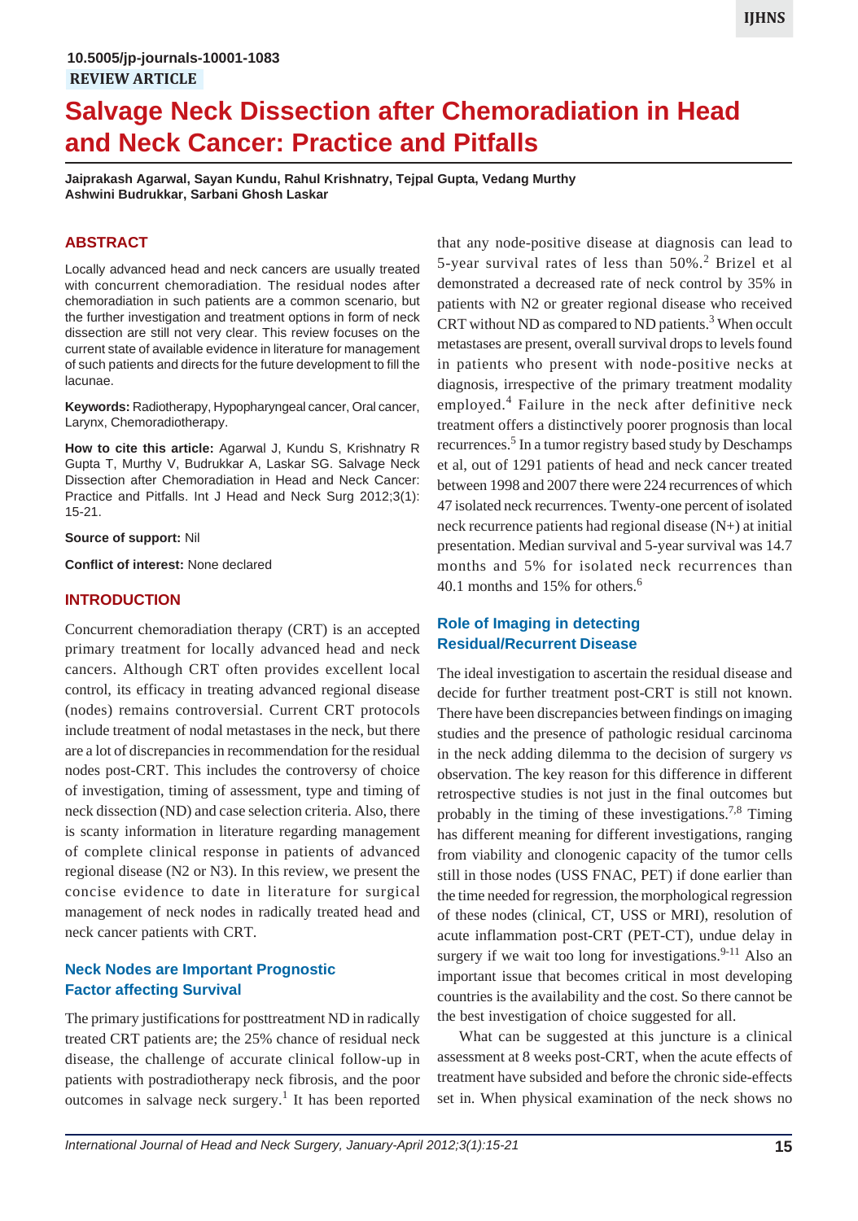10.5005/jp-journals-10001-1083

**REVIEW ARTICLE**

# Salvage Neck Dissection after Chemoradiation in Head and Neck Cancer: Practice and Pitfalls

**Jaiprakash Agarwal, Sayan Kundu, Rahul Krishnatry, Tejpal Gupta, Vedang Murthy Ashwini Budrukkar, Sarbani Ghosh Laskar**

## ABSTRACT

Locally advanced head and neck cancers are usually treated with concurrent chemoradiation. The residual nodes after chemoradiation in such patients are a common scenario, but the further investigation and treatment options in form of neck dissection are still not very clear. This review focuses on the current state of available evidence in literature for management of such patients and directs for the future development to fill the lacunae.

**Keywords:** Radiotherapy, Hypopharyngeal cancer, Oral cancer, Larynx, Chemoradiotherapy.

**How to cite this article:** Agarwal J, Kundu S, Krishnatry R Gupta T, Murthy V, Budrukkar A, Laskar SG. Salvage Neck Dissection after Chemoradiation in Head and Neck Cancer: Practice and Pitfalls. Int J Head and Neck Surg 2012;3(1): 15-21.

**Source of support:** Nil

**Conflict of interest:** None declared

## INTRODUCTION

Concurrent chemoradiation therapy (CRT) is an accepted primary treatment for locally advanced head and neck cancers. Although CRT often provides excellent local control, its efficacy in treating advanced regional disease (nodes) remains controversial. Current CRT protocols include treatment of nodal metastases in the neck, but there are a lot of discrepancies in recommendation for the residual nodes post-CRT. This includes the controversy of choice of investigation, timing of assessment, type and timing of neck dissection (ND) and case selection criteria. Also, there is scanty information in literature regarding management of complete clinical response in patients of advanced regional disease (N2 or N3). In this review, we present the concise evidence to date in literature for surgical management of neck nodes in radically treated head and neck cancer patients with CRT.

## Neck Nodes are Important Prognostic Factor affecting Survival

The primary justifications for posttreatment ND in radically treated CRT patients are; the 25% chance of residual neck disease, the challenge of accurate clinical follow-up in patients with postradiotherapy neck fibrosis, and the poor outcomes in salvage neck surgery.[1] It has been reported that any node-positive disease at diagnosis can lead to 5-year survival rates of less than 50%.[2] Brizel et al demonstrated a decreased rate of neck control by 35% in patients with N2 or greater regional disease who received CRT without ND as compared to ND patients.[3] When occult metastases are present, overall survival drops to levels found in patients who present with node-positive necks at diagnosis, irrespective of the primary treatment modality employed.[4] Failure in the neck after definitive neck treatment offers a distinctively poorer prognosis than local recurrences.[5] In a tumor registry based study by Deschamps et al, out of 1291 patients of head and neck cancer treated between 1998 and 2007 there were 224 recurrences of which 47 isolated neck recurrences. Twenty-one percent of isolated neck recurrence patients had regional disease (N+) at initial presentation. Median survival and 5-year survival was 14.7 months and 5% for isolated neck recurrences than 40.1 months and 15% for others.[6]

## Role of Imaging in detecting Residual/Recurrent Disease

The ideal investigation to ascertain the residual disease and decide for further treatment post-CRT is still not known. There have been discrepancies between findings on imaging studies and the presence of pathologic residual carcinoma in the neck adding dilemma to the decision of surgery *vs* observation. The key reason for this difference in different retrospective studies is not just in the final outcomes but probably in the timing of these investigations.[7,8] Timing has different meaning for different investigations, ranging from viability and clonogenic capacity of the tumor cells still in those nodes (USS FNAC, PET) if done earlier than the time needed for regression, the morphological regression of these nodes (clinical, CT, USS or MRI), resolution of acute inflammation post-CRT (PET-CT), undue delay in surgery if we wait too long for investigations.[9-11] Also an important issue that becomes critical in most developing countries is the availability and the cost. So there cannot be the best investigation of choice suggested for all.

What can be suggested at this juncture is a clinical assessment at 8 weeks post-CRT, when the acute effects of treatment have subsided and before the chronic side-effects set in. When physical examination of the neck shows no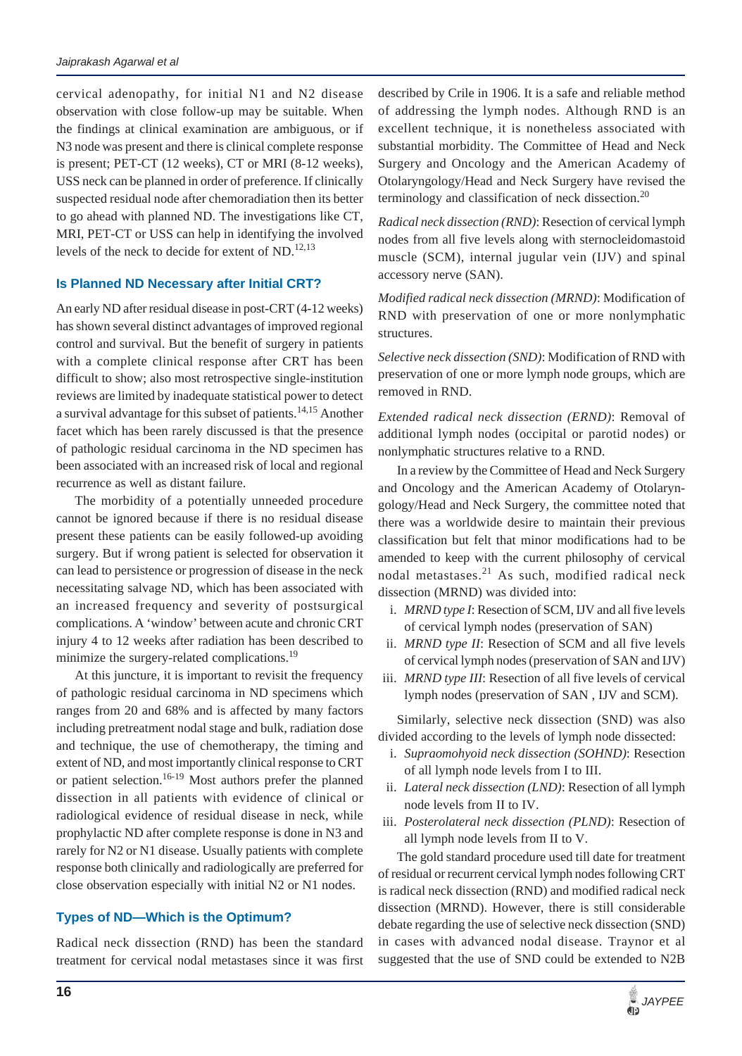cervical adenopathy, for initial N1 and N2 disease observation with close follow-up may be suitable. When the findings at clinical examination are ambiguous, or if N3 node was present and there is clinical complete response is present; PET-CT (12 weeks), CT or MRI (8-12 weeks), USS neck can be planned in order of preference. If clinically suspected residual node after chemoradiation then its better to go ahead with planned ND. The investigations like CT, MRI, PET-CT or USS can help in identifying the involved levels of the neck to decide for extent of ND.[12,13]

### Is Planned ND Necessary after Initial CRT?

An early ND after residual disease in post-CRT (4-12 weeks) has shown several distinct advantages of improved regional control and survival. But the benefit of surgery in patients with a complete clinical response after CRT has been difficult to show; also most retrospective single-institution reviews are limited by inadequate statistical power to detect a survival advantage for this subset of patients.[14,15] Another facet which has been rarely discussed is that the presence of pathologic residual carcinoma in the ND specimen has been associated with an increased risk of local and regional recurrence as well as distant failure.

The morbidity of a potentially unneeded procedure cannot be ignored because if there is no residual disease present these patients can be easily followed-up avoiding surgery. But if wrong patient is selected for observation it can lead to persistence or progression of disease in the neck necessitating salvage ND, which has been associated with an increased frequency and severity of postsurgical complications. A 'window' between acute and chronic CRT injury 4 to 12 weeks after radiation has been described to minimize the surgery-related complications.[19]

At this juncture, it is important to revisit the frequency of pathologic residual carcinoma in ND specimens which ranges from 20 and 68% and is affected by many factors including pretreatment nodal stage and bulk, radiation dose and technique, the use of chemotherapy, the timing and extent of ND, and most importantly clinical response to CRT or patient selection.[16-19] Most authors prefer the planned dissection in all patients with evidence of clinical or radiological evidence of residual disease in neck, while prophylactic ND after complete response is done in N3 and rarely for N2 or N1 disease. Usually patients with complete response both clinically and radiologically are preferred for close observation especially with initial N2 or N1 nodes.

### Types of ND—Which is the Optimum?

Radical neck dissection (RND) has been the standard treatment for cervical nodal metastases since it was first described by Crile in 1906. It is a safe and reliable method of addressing the lymph nodes. Although RND is an excellent technique, it is nonetheless associated with substantial morbidity. The Committee of Head and Neck Surgery and Oncology and the American Academy of Otolaryngology/Head and Neck Surgery have revised the terminology and classification of neck dissection.[20]

*Radical neck dissection (RND)*: Resection of cervical lymph nodes from all five levels along with sternocleidomastoid muscle (SCM), internal jugular vein (IJV) and spinal accessory nerve (SAN).

*Modified radical neck dissection (MRND)*: Modification of RND with preservation of one or more nonlymphatic structures.

*Selective neck dissection (SND)*: Modification of RND with preservation of one or more lymph node groups, which are removed in RND.

*Extended radical neck dissection (ERND)*: Removal of additional lymph nodes (occipital or parotid nodes) or nonlymphatic structures relative to a RND.

In a review by the Committee of Head and Neck Surgery and Oncology and the American Academy of Otolaryngology/Head and Neck Surgery, the committee noted that there was a worldwide desire to maintain their previous classification but felt that minor modifications had to be amended to keep with the current philosophy of cervical nodal metastases.[21] As such, modified radical neck dissection (MRND) was divided into:

i. *MRND type I*: Resection of SCM, IJV and all five levels of cervical lymph nodes (preservation of SAN)
ii. *MRND type II*: Resection of SCM and all five levels of cervical lymph nodes (preservation of SAN and IJV)
iii. *MRND type III*: Resection of all five levels of cervical lymph nodes (preservation of SAN , IJV and SCM).

Similarly, selective neck dissection (SND) was also divided according to the levels of lymph node dissected:

i. *Supraomohyoid neck dissection (SOHND)*: Resection of all lymph node levels from I to III.
ii. *Lateral neck dissection (LND)*: Resection of all lymph node levels from II to IV.
iii. *Posterolateral neck dissection (PLND)*: Resection of all lymph node levels from II to V.

The gold standard procedure used till date for treatment of residual or recurrent cervical lymph nodes following CRT is radical neck dissection (RND) and modified radical neck dissection (MRND). However, there is still considerable debate regarding the use of selective neck dissection (SND) in cases with advanced nodal disease. Traynor et al suggested that the use of SND could be extended to N2B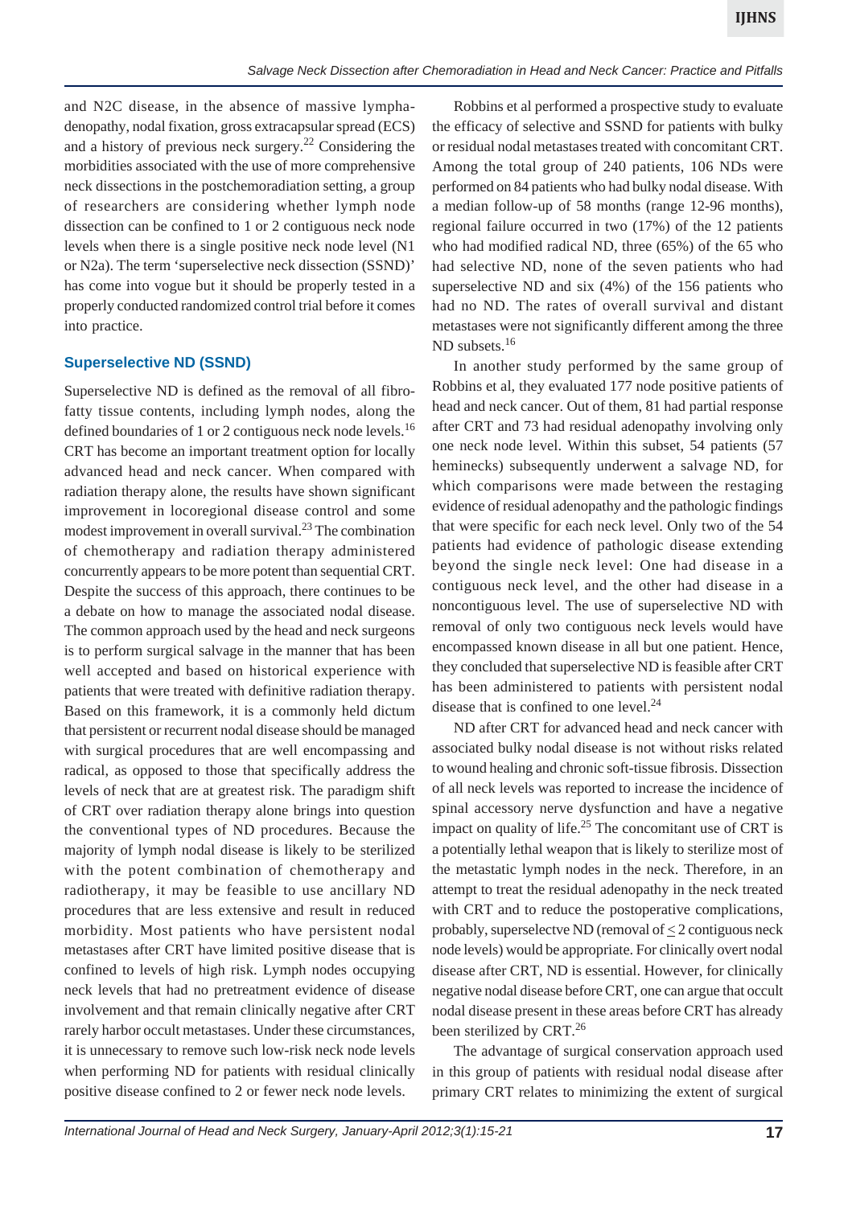and N2C disease, in the absence of massive lymphadenopathy, nodal fixation, gross extracapsular spread (ECS) and a history of previous neck surgery.[22] Considering the morbidities associated with the use of more comprehensive neck dissections in the postchemoradiation setting, a group of researchers are considering whether lymph node dissection can be confined to 1 or 2 contiguous neck node levels when there is a single positive neck node level (N1 or N2a). The term 'superselective neck dissection (SSND)' has come into vogue but it should be properly tested in a properly conducted randomized control trial before it comes into practice.

### Superselective ND (SSND)

Superselective ND is defined as the removal of all fibro-fatty tissue contents, including lymph nodes, along the defined boundaries of 1 or 2 contiguous neck node levels.[16] CRT has become an important treatment option for locally advanced head and neck cancer. When compared with radiation therapy alone, the results have shown significant improvement in locoregional disease control and some modest improvement in overall survival.[23] The combination of chemotherapy and radiation therapy administered concurrently appears to be more potent than sequential CRT. Despite the success of this approach, there continues to be a debate on how to manage the associated nodal disease. The common approach used by the head and neck surgeons is to perform surgical salvage in the manner that has been well accepted and based on historical experience with patients that were treated with definitive radiation therapy. Based on this framework, it is a commonly held dictum that persistent or recurrent nodal disease should be managed with surgical procedures that are well encompassing and radical, as opposed to those that specifically address the levels of neck that are at greatest risk. The paradigm shift of CRT over radiation therapy alone brings into question the conventional types of ND procedures. Because the majority of lymph nodal disease is likely to be sterilized with the potent combination of chemotherapy and radiotherapy, it may be feasible to use ancillary ND procedures that are less extensive and result in reduced morbidity. Most patients who have persistent nodal metastases after CRT have limited positive disease that is confined to levels of high risk. Lymph nodes occupying neck levels that had no pretreatment evidence of disease involvement and that remain clinically negative after CRT rarely harbor occult metastases. Under these circumstances, it is unnecessary to remove such low-risk neck node levels when performing ND for patients with residual clinically positive disease confined to 2 or fewer neck node levels.

Robbins et al performed a prospective study to evaluate the efficacy of selective and SSND for patients with bulky or residual nodal metastases treated with concomitant CRT. Among the total group of 240 patients, 106 NDs were performed on 84 patients who had bulky nodal disease. With a median follow-up of 58 months (range 12-96 months), regional failure occurred in two (17%) of the 12 patients who had modified radical ND, three (65%) of the 65 who had selective ND, none of the seven patients who had superselective ND and six (4%) of the 156 patients who had no ND. The rates of overall survival and distant metastases were not significantly different among the three ND subsets.[16]

In another study performed by the same group of Robbins et al, they evaluated 177 node positive patients of head and neck cancer. Out of them, 81 had partial response after CRT and 73 had residual adenopathy involving only one neck node level. Within this subset, 54 patients (57 heminecks) subsequently underwent a salvage ND, for which comparisons were made between the restaging evidence of residual adenopathy and the pathologic findings that were specific for each neck level. Only two of the 54 patients had evidence of pathologic disease extending beyond the single neck level: One had disease in a contiguous neck level, and the other had disease in a noncontiguous level. The use of superselective ND with removal of only two contiguous neck levels would have encompassed known disease in all but one patient. Hence, they concluded that superselective ND is feasible after CRT has been administered to patients with persistent nodal disease that is confined to one level.[24]

ND after CRT for advanced head and neck cancer with associated bulky nodal disease is not without risks related to wound healing and chronic soft-tissue fibrosis. Dissection of all neck levels was reported to increase the incidence of spinal accessory nerve dysfunction and have a negative impact on quality of life.[25] The concomitant use of CRT is a potentially lethal weapon that is likely to sterilize most of the metastatic lymph nodes in the neck. Therefore, in an attempt to treat the residual adenopathy in the neck treated with CRT and to reduce the postoperative complications, probably, superselectve ND (removal of $\leq 2$ contiguous neck node levels) would be appropriate. For clinically overt nodal disease after CRT, ND is essential. However, for clinically negative nodal disease before CRT, one can argue that occult nodal disease present in these areas before CRT has already been sterilized by CRT.[26]

The advantage of surgical conservation approach used in this group of patients with residual nodal disease after primary CRT relates to minimizing the extent of surgical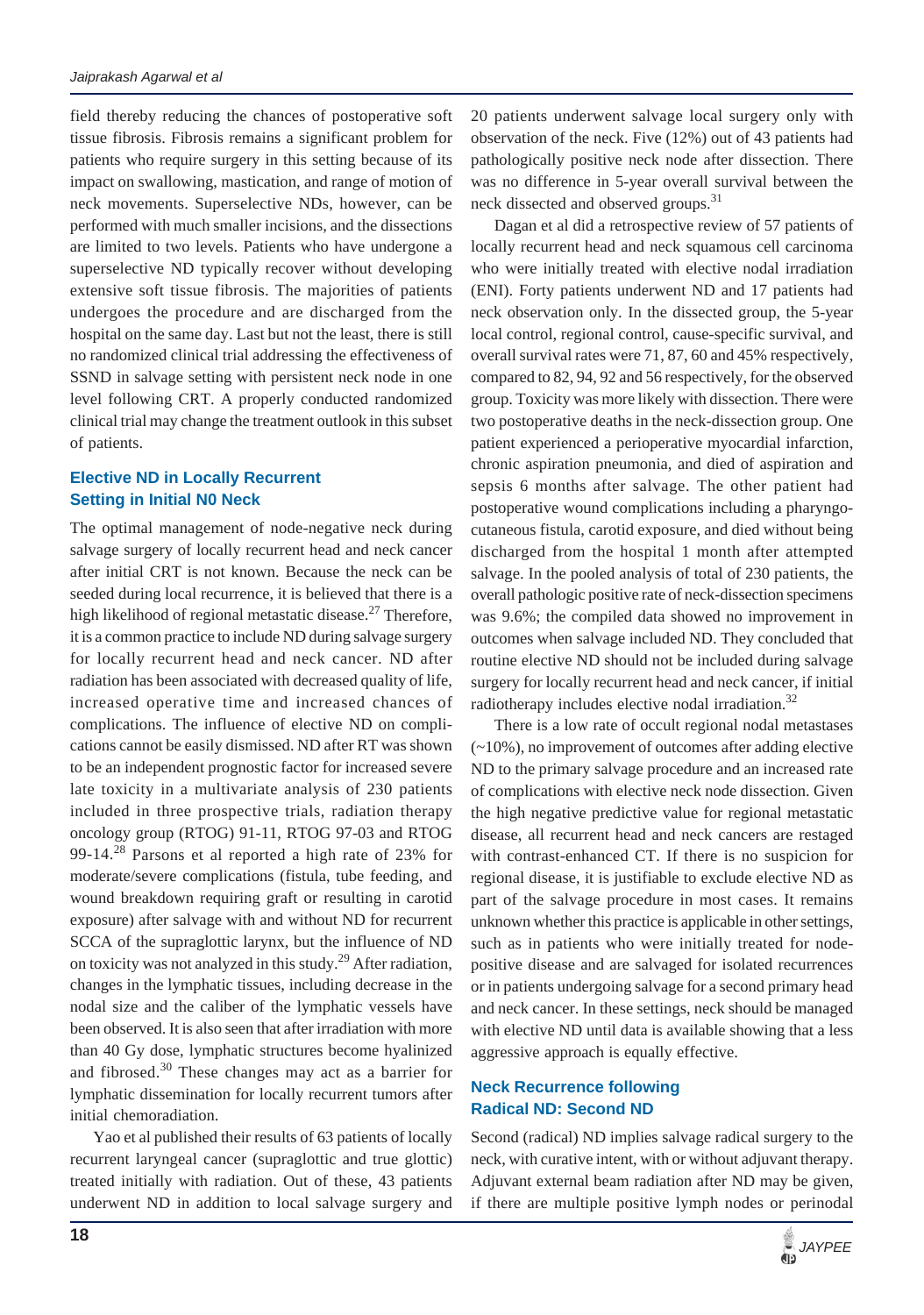field thereby reducing the chances of postoperative soft tissue fibrosis. Fibrosis remains a significant problem for patients who require surgery in this setting because of its impact on swallowing, mastication, and range of motion of neck movements. Superselective NDs, however, can be performed with much smaller incisions, and the dissections are limited to two levels. Patients who have undergone a superselective ND typically recover without developing extensive soft tissue fibrosis. The majorities of patients undergoes the procedure and are discharged from the hospital on the same day. Last but not the least, there is still no randomized clinical trial addressing the effectiveness of SSND in salvage setting with persistent neck node in one level following CRT. A properly conducted randomized clinical trial may change the treatment outlook in this subset of patients.

## Elective ND in Locally Recurrent Setting in Initial N0 Neck

The optimal management of node-negative neck during salvage surgery of locally recurrent head and neck cancer after initial CRT is not known. Because the neck can be seeded during local recurrence, it is believed that there is a high likelihood of regional metastatic disease.[27] Therefore, it is a common practice to include ND during salvage surgery for locally recurrent head and neck cancer. ND after radiation has been associated with decreased quality of life, increased operative time and increased chances of complications. The influence of elective ND on complications cannot be easily dismissed. ND after RT was shown to be an independent prognostic factor for increased severe late toxicity in a multivariate analysis of 230 patients included in three prospective trials, radiation therapy oncology group (RTOG) 91-11, RTOG 97-03 and RTOG 99-14.[28] Parsons et al reported a high rate of 23% for moderate/severe complications (fistula, tube feeding, and wound breakdown requiring graft or resulting in carotid exposure) after salvage with and without ND for recurrent SCCA of the supraglottic larynx, but the influence of ND on toxicity was not analyzed in this study.[29] After radiation, changes in the lymphatic tissues, including decrease in the nodal size and the caliber of the lymphatic vessels have been observed. It is also seen that after irradiation with more than 40 Gy dose, lymphatic structures become hyalinized and fibrosed.[30] These changes may act as a barrier for lymphatic dissemination for locally recurrent tumors after initial chemoradiation.

Yao et al published their results of 63 patients of locally recurrent laryngeal cancer (supraglottic and true glottic) treated initially with radiation. Out of these, 43 patients underwent ND in addition to local salvage surgery and 20 patients underwent salvage local surgery only with observation of the neck. Five (12%) out of 43 patients had pathologically positive neck node after dissection. There was no difference in 5-year overall survival between the neck dissected and observed groups.[31]

Dagan et al did a retrospective review of 57 patients of locally recurrent head and neck squamous cell carcinoma who were initially treated with elective nodal irradiation (ENI). Forty patients underwent ND and 17 patients had neck observation only. In the dissected group, the 5-year local control, regional control, cause-specific survival, and overall survival rates were 71, 87, 60 and 45% respectively, compared to 82, 94, 92 and 56 respectively, for the observed group. Toxicity was more likely with dissection. There were two postoperative deaths in the neck-dissection group. One patient experienced a perioperative myocardial infarction, chronic aspiration pneumonia, and died of aspiration and sepsis 6 months after salvage. The other patient had postoperative wound complications including a pharyngo-cutaneous fistula, carotid exposure, and died without being discharged from the hospital 1 month after attempted salvage. In the pooled analysis of total of 230 patients, the overall pathologic positive rate of neck-dissection specimens was 9.6%; the compiled data showed no improvement in outcomes when salvage included ND. They concluded that routine elective ND should not be included during salvage surgery for locally recurrent head and neck cancer, if initial radiotherapy includes elective nodal irradiation.[32]

There is a low rate of occult regional nodal metastases (~10%), no improvement of outcomes after adding elective ND to the primary salvage procedure and an increased rate of complications with elective neck node dissection. Given the high negative predictive value for regional metastatic disease, all recurrent head and neck cancers are restaged with contrast-enhanced CT. If there is no suspicion for regional disease, it is justifiable to exclude elective ND as part of the salvage procedure in most cases. It remains unknown whether this practice is applicable in other settings, such as in patients who were initially treated for node-positive disease and are salvaged for isolated recurrences or in patients undergoing salvage for a second primary head and neck cancer. In these settings, neck should be managed with elective ND until data is available showing that a less aggressive approach is equally effective.

## Neck Recurrence following Radical ND: Second ND

Second (radical) ND implies salvage radical surgery to the neck, with curative intent, with or without adjuvant therapy. Adjuvant external beam radiation after ND may be given, if there are multiple positive lymph nodes or perinodal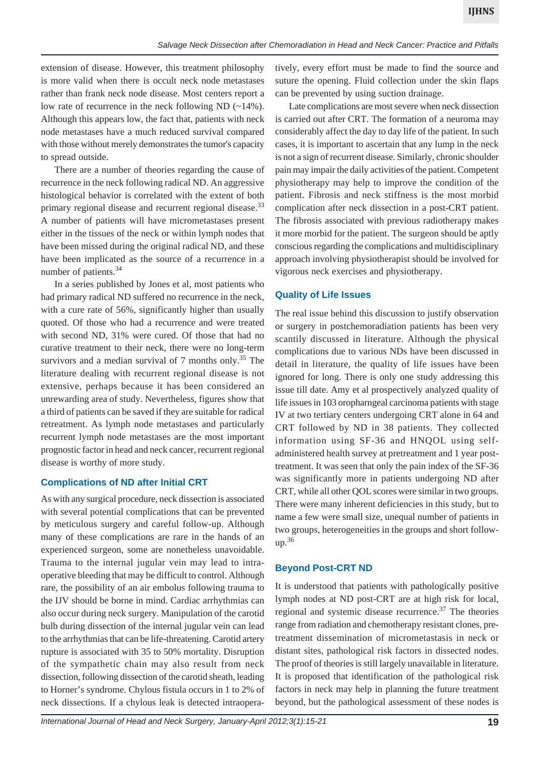extension of disease. However, this treatment philosophy is more valid when there is occult neck node metastases rather than frank neck node disease. Most centers report a low rate of recurrence in the neck following ND (~14%). Although this appears low, the fact that, patients with neck node metastases have a much reduced survival compared with those without merely demonstrates the tumor's capacity to spread outside.

There are a number of theories regarding the cause of recurrence in the neck following radical ND. An aggressive histological behavior is correlated with the extent of both primary regional disease and recurrent regional disease.[33] A number of patients will have micrometastases present either in the tissues of the neck or within lymph nodes that have been missed during the original radical ND, and these have been implicated as the source of a recurrence in a number of patients.[34]

In a series published by Jones et al, most patients who had primary radical ND suffered no recurrence in the neck, with a cure rate of 56%, significantly higher than usually quoted. Of those who had a recurrence and were treated with second ND, 31% were cured. Of those that had no curative treatment to their neck, there were no long-term survivors and a median survival of 7 months only.[35] The literature dealing with recurrent regional disease is not extensive, perhaps because it has been considered an unrewarding area of study. Nevertheless, figures show that a third of patients can be saved if they are suitable for radical retreatment. As lymph node metastases and particularly recurrent lymph node metastases are the most important prognostic factor in head and neck cancer, recurrent regional disease is worthy of more study.

## Complications of ND after Initial CRT

As with any surgical procedure, neck dissection is associated with several potential complications that can be prevented by meticulous surgery and careful follow-up. Although many of these complications are rare in the hands of an experienced surgeon, some are nonetheless unavoidable. Trauma to the internal jugular vein may lead to intraoperative bleeding that may be difficult to control. Although rare, the possibility of an air embolus following trauma to the IJV should be borne in mind. Cardiac arrhythmias can also occur during neck surgery. Manipulation of the carotid bulb during dissection of the internal jugular vein can lead to the arrhythmias that can be life-threatening. Carotid artery rupture is associated with 35 to 50% mortality. Disruption of the sympathetic chain may also result from neck dissection, following dissection of the carotid sheath, leading to Horner's syndrome. Chylous fistula occurs in 1 to 2% of neck dissections. If a chylous leak is detected intraoperatively, every effort must be made to find the source and suture the opening. Fluid collection under the skin flaps can be prevented by using suction drainage.

Late complications are most severe when neck dissection is carried out after CRT. The formation of a neuroma may considerably affect the day to day life of the patient. In such cases, it is important to ascertain that any lump in the neck is not a sign of recurrent disease. Similarly, chronic shoulder pain may impair the daily activities of the patient. Competent physiotherapy may help to improve the condition of the patient. Fibrosis and neck stiffness is the most morbid complication after neck dissection in a post-CRT patient. The fibrosis associated with previous radiotherapy makes it more morbid for the patient. The surgeon should be aptly conscious regarding the complications and multidisciplinary approach involving physiotherapist should be involved for vigorous neck exercises and physiotherapy.

## Quality of Life Issues

The real issue behind this discussion to justify observation or surgery in postchemoradiation patients has been very scantily discussed in literature. Although the physical complications due to various NDs have been discussed in detail in literature, the quality of life issues have been ignored for long. There is only one study addressing this issue till date. Amy et al prospectively analyzed quality of life issues in 103 oropharngeal carcinoma patients with stage IV at two tertiary centers undergoing CRT alone in 64 and CRT followed by ND in 38 patients. They collected information using SF-36 and HNQOL using self-administered health survey at pretreatment and 1 year post-treatment. It was seen that only the pain index of the SF-36 was significantly more in patients undergoing ND after CRT, while all other QOL scores were similar in two groups. There were many inherent deficiencies in this study, but to name a few were small size, unequal number of patients in two groups, heterogeneities in the groups and short follow-up.[36]

## Beyond Post-CRT ND

It is understood that patients with pathologically positive lymph nodes at ND post-CRT are at high risk for local, regional and systemic disease recurrence.[37] The theories range from radiation and chemotherapy resistant clones, pre-treatment dissemination of micrometastasis in neck or distant sites, pathological risk factors in dissected nodes. The proof of theories is still largely unavailable in literature. It is proposed that identification of the pathological risk factors in neck may help in planning the future treatment beyond, but the pathological assessment of these nodes is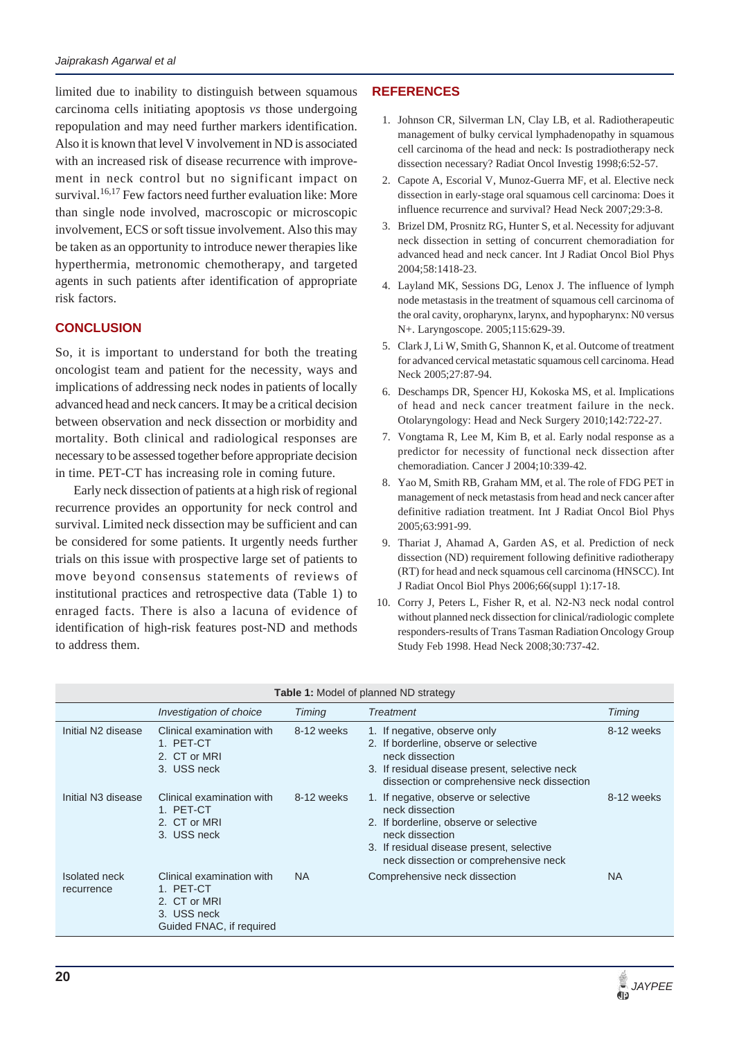limited due to inability to distinguish between squamous carcinoma cells initiating apoptosis *vs* those undergoing repopulation and may need further markers identification. Also it is known that level V involvement in ND is associated with an increased risk of disease recurrence with improvement in neck control but no significant impact on survival.[16,17] Few factors need further evaluation like: More than single node involved, macroscopic or microscopic involvement, ECS or soft tissue involvement. Also this may be taken as an opportunity to introduce newer therapies like hyperthermia, metronomic chemotherapy, and targeted agents in such patients after identification of appropriate risk factors.

## CONCLUSION

So, it is important to understand for both the treating oncologist team and patient for the necessity, ways and implications of addressing neck nodes in patients of locally advanced head and neck cancers. It may be a critical decision between observation and neck dissection or morbidity and mortality. Both clinical and radiological responses are necessary to be assessed together before appropriate decision in time. PET-CT has increasing role in coming future.

Early neck dissection of patients at a high risk of regional recurrence provides an opportunity for neck control and survival. Limited neck dissection may be sufficient and can be considered for some patients. It urgently needs further trials on this issue with prospective large set of patients to move beyond consensus statements of reviews of institutional practices and retrospective data (Table 1) to enraged facts. There is also a lacuna of evidence of identification of high-risk features post-ND and methods to address them.

## REFERENCES

1. Johnson CR, Silverman LN, Clay LB, et al. Radiotherapeutic management of bulky cervical lymphadenopathy in squamous cell carcinoma of the head and neck: Is postradiotherapy neck dissection necessary? Radiat Oncol Investig 1998;6:52-57.
2. Capote A, Escorial V, Munoz-Guerra MF, et al. Elective neck dissection in early-stage oral squamous cell carcinoma: Does it influence recurrence and survival? Head Neck 2007;29:3-8.
3. Brizel DM, Prosnitz RG, Hunter S, et al. Necessity for adjuvant neck dissection in setting of concurrent chemoradiation for advanced head and neck cancer. Int J Radiat Oncol Biol Phys 2004;58:1418-23.
4. Layland MK, Sessions DG, Lenox J. The influence of lymph node metastasis in the treatment of squamous cell carcinoma of the oral cavity, oropharynx, larynx, and hypopharynx: N0 versus N+. Laryngoscope. 2005;115:629-39.
5. Clark J, Li W, Smith G, Shannon K, et al. Outcome of treatment for advanced cervical metastatic squamous cell carcinoma. Head Neck 2005;27:87-94.
6. Deschamps DR, Spencer HJ, Kokoska MS, et al. Implications of head and neck cancer treatment failure in the neck. Otolaryngology: Head and Neck Surgery 2010;142:722-27.
7. Vongtama R, Lee M, Kim B, et al. Early nodal response as a predictor for necessity of functional neck dissection after chemoradiation. Cancer J 2004;10:339-42.
8. Yao M, Smith RB, Graham MM, et al. The role of FDG PET in management of neck metastasis from head and neck cancer after definitive radiation treatment. Int J Radiat Oncol Biol Phys 2005;63:991-99.
9. Thariat J, Ahamad A, Garden AS, et al. Prediction of neck dissection (ND) requirement following definitive radiotherapy (RT) for head and neck squamous cell carcinoma (HNSCC). Int J Radiat Oncol Biol Phys 2006;66(suppl 1):17-18.
10. Corry J, Peters L, Fisher R, et al. N2-N3 neck nodal control without planned neck dissection for clinical/radiologic complete responders-results of Trans Tasman Radiation Oncology Group Study Feb 1998. Head Neck 2008;30:737-42.

**Table 1:** Model of planned ND strategy

| | *Investigation of choice* | *Timing* | *Treatment* | *Timing* |
|---|---|---|---|---|
| Initial N2 disease | Clinical examination with 1. PET-CT 2. CT or MRI 3. USS neck | 8-12 weeks | 1. If negative, observe only 2. If borderline, observe or selective neck dissection 3. If residual disease present, selective neck dissection or comprehensive neck dissection | 8-12 weeks |
| Initial N3 disease | Clinical examination with 1. PET-CT 2. CT or MRI 3. USS neck | 8-12 weeks | 1. If negative, observe or selective neck dissection 2. If borderline, observe or selective neck dissection 3. If residual disease present, selective neck dissection or comprehensive neck | 8-12 weeks |
| Isolated neck recurrence | Clinical examination with 1. PET-CT 2. CT or MRI 3. USS neck Guided FNAC, if required | NA | Comprehensive neck dissection | NA |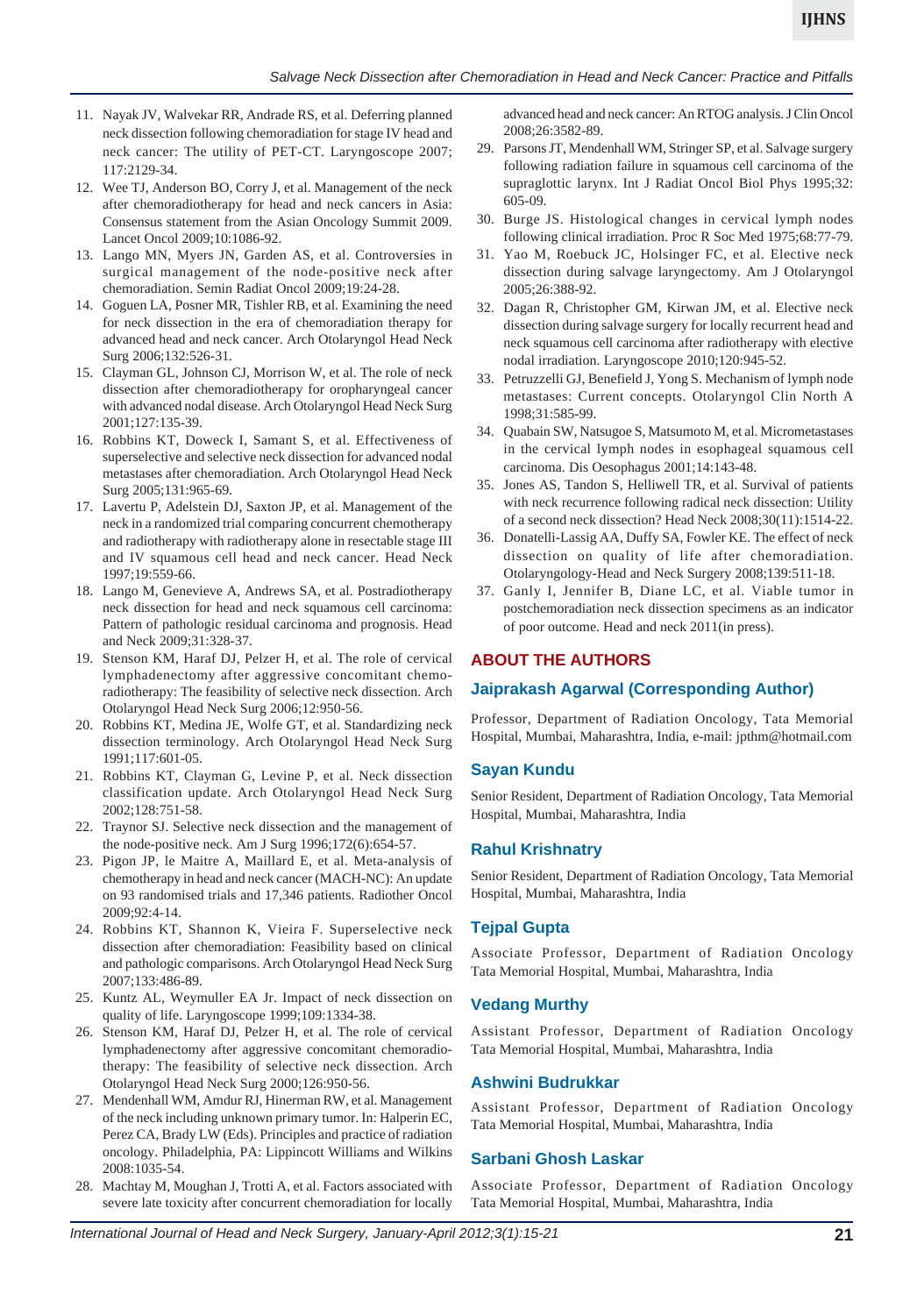11. Nayak JV, Walvekar RR, Andrade RS, et al. Deferring planned neck dissection following chemoradiation for stage IV head and neck cancer: The utility of PET-CT. Laryngoscope 2007; 117:2129-34.
12. Wee TJ, Anderson BO, Corry J, et al. Management of the neck after chemoradiotherapy for head and neck cancers in Asia: Consensus statement from the Asian Oncology Summit 2009. Lancet Oncol 2009;10:1086-92.
13. Lango MN, Myers JN, Garden AS, et al. Controversies in surgical management of the node-positive neck after chemoradiation. Semin Radiat Oncol 2009;19:24-28.
14. Goguen LA, Posner MR, Tishler RB, et al. Examining the need for neck dissection in the era of chemoradiation therapy for advanced head and neck cancer. Arch Otolaryngol Head Neck Surg 2006;132:526-31.
15. Clayman GL, Johnson CJ, Morrison W, et al. The role of neck dissection after chemoradiotherapy for oropharyngeal cancer with advanced nodal disease. Arch Otolaryngol Head Neck Surg 2001;127:135-39.
16. Robbins KT, Doweck I, Samant S, et al. Effectiveness of superselective and selective neck dissection for advanced nodal metastases after chemoradiation. Arch Otolaryngol Head Neck Surg 2005;131:965-69.
17. Lavertu P, Adelstein DJ, Saxton JP, et al. Management of the neck in a randomized trial comparing concurrent chemotherapy and radiotherapy with radiotherapy alone in resectable stage III and IV squamous cell head and neck cancer. Head Neck 1997;19:559-66.
18. Lango M, Genevieve A, Andrews SA, et al. Postradiotherapy neck dissection for head and neck squamous cell carcinoma: Pattern of pathologic residual carcinoma and prognosis. Head and Neck 2009;31:328-37.
19. Stenson KM, Haraf DJ, Pelzer H, et al. The role of cervical lymphadenectomy after aggressive concomitant chemo-radiotherapy: The feasibility of selective neck dissection. Arch Otolaryngol Head Neck Surg 2006;12:950-56.
20. Robbins KT, Medina JE, Wolfe GT, et al. Standardizing neck dissection terminology. Arch Otolaryngol Head Neck Surg 1991;117:601-05.
21. Robbins KT, Clayman G, Levine P, et al. Neck dissection classification update. Arch Otolaryngol Head Neck Surg 2002;128:751-58.
22. Traynor SJ. Selective neck dissection and the management of the node-positive neck. Am J Surg 1996;172(6):654-57.
23. Pigon JP, le Maitre A, Maillard E, et al. Meta-analysis of chemotherapy in head and neck cancer (MACH-NC): An update on 93 randomised trials and 17,346 patients. Radiother Oncol 2009;92:4-14.
24. Robbins KT, Shannon K, Vieira F. Superselective neck dissection after chemoradiation: Feasibility based on clinical and pathologic comparisons. Arch Otolaryngol Head Neck Surg 2007;133:486-89.
25. Kuntz AL, Weymuller EA Jr. Impact of neck dissection on quality of life. Laryngoscope 1999;109:1334-38.
26. Stenson KM, Haraf DJ, Pelzer H, et al. The role of cervical lymphadenectomy after aggressive concomitant chemoradio-therapy: The feasibility of selective neck dissection. Arch Otolaryngol Head Neck Surg 2000;126:950-56.
27. Mendenhall WM, Amdur RJ, Hinerman RW, et al. Management of the neck including unknown primary tumor. In: Halperin EC, Perez CA, Brady LW (Eds). Principles and practice of radiation oncology. Philadelphia, PA: Lippincott Williams and Wilkins 2008:1035-54.
28. Machtay M, Moughan J, Trotti A, et al. Factors associated with severe late toxicity after concurrent chemoradiation for locally advanced head and neck cancer: An RTOG analysis. J Clin Oncol 2008;26:3582-89.
29. Parsons JT, Mendenhall WM, Stringer SP, et al. Salvage surgery following radiation failure in squamous cell carcinoma of the supraglottic larynx. Int J Radiat Oncol Biol Phys 1995;32: 605-09.
30. Burge JS. Histological changes in cervical lymph nodes following clinical irradiation. Proc R Soc Med 1975;68:77-79.
31. Yao M, Roebuck JC, Holsinger FC, et al. Elective neck dissection during salvage laryngectomy. Am J Otolaryngol 2005;26:388-92.
32. Dagan R, Christopher GM, Kirwan JM, et al. Elective neck dissection during salvage surgery for locally recurrent head and neck squamous cell carcinoma after radiotherapy with elective nodal irradiation. Laryngoscope 2010;120:945-52.
33. Petruzzelli GJ, Benefield J, Yong S. Mechanism of lymph node metastases: Current concepts. Otolaryngol Clin North A 1998;31:585-99.
34. Quabain SW, Natsugoe S, Matsumoto M, et al. Micrometastases in the cervical lymph nodes in esophageal squamous cell carcinoma. Dis Oesophagus 2001;14:143-48.
35. Jones AS, Tandon S, Helliwell TR, et al. Survival of patients with neck recurrence following radical neck dissection: Utility of a second neck dissection? Head Neck 2008;30(11):1514-22.
36. Donatelli-Lassig AA, Duffy SA, Fowler KE. The effect of neck dissection on quality of life after chemoradiation. Otolaryngology-Head and Neck Surgery 2008;139:511-18.
37. Ganly I, Jennifer B, Diane LC, et al. Viable tumor in postchemoradiation neck dissection specimens as an indicator of poor outcome. Head and neck 2011(in press).

## ABOUT THE AUTHORS

### Jaiprakash Agarwal (Corresponding Author)

Professor, Department of Radiation Oncology, Tata Memorial Hospital, Mumbai, Maharashtra, India, e-mail: jpthm@hotmail.com

### Sayan Kundu

Senior Resident, Department of Radiation Oncology, Tata Memorial Hospital, Mumbai, Maharashtra, India

### Rahul Krishnatry

Senior Resident, Department of Radiation Oncology, Tata Memorial Hospital, Mumbai, Maharashtra, India

### Tejpal Gupta

Associate Professor, Department of Radiation Oncology Tata Memorial Hospital, Mumbai, Maharashtra, India

### Vedang Murthy

Assistant Professor, Department of Radiation Oncology Tata Memorial Hospital, Mumbai, Maharashtra, India

### Ashwini Budrukkar

Assistant Professor, Department of Radiation Oncology Tata Memorial Hospital, Mumbai, Maharashtra, India

### Sarbani Ghosh Laskar

Associate Professor, Department of Radiation Oncology Tata Memorial Hospital, Mumbai, Maharashtra, India